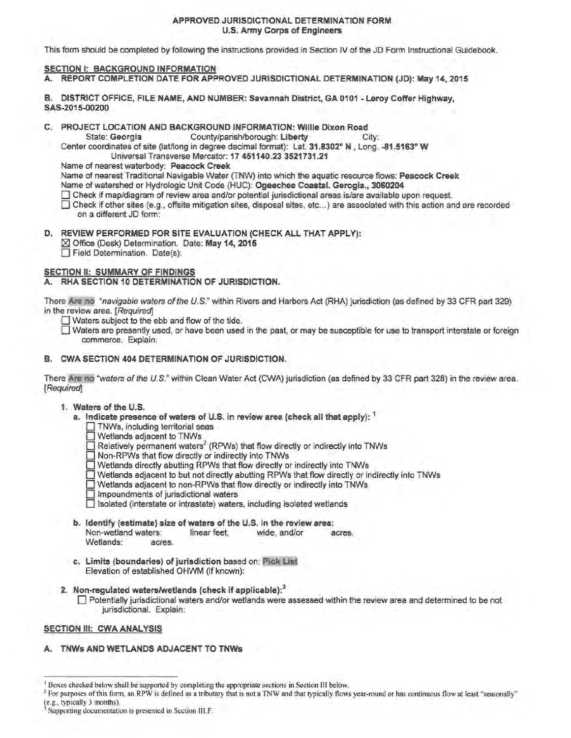# APPROVED JURISDICTIONAL DETERMINATION FORM
## U.S. Army Corps of Engineers

This form should be completed by following the instructions provided in Section IV of the JD Form Instructional Guidebook.

## SECTION I: BACKGROUND INFORMATION

**A. REPORT COMPLETION DATE FOR APPROVED JURISDICTIONAL DETERMINATION (JD): May 14, 2015**

**B. DISTRICT OFFICE, FILE NAME, AND NUMBER: Savannah District, GA 0101 - Leroy Coffer Highway, SAS-2015-00200**

**C. PROJECT LOCATION AND BACKGROUND INFORMATION: Willie Dixon Road**

State: **Georgia** County/parish/borough: **Liberty** City:

Center coordinates of site (lat/long in degree decimal format): Lat. **31.8302° N** , Long. **-81.5163° W**

Universal Transverse Mercator: **17 451140.23 3521731.21**

Name of nearest waterbody: **Peacock Creek**

Name of nearest Traditional Navigable Water (TNW) into which the aquatic resource flows: **Peacock Creek**

Name of watershed or Hydrologic Unit Code (HUC): **Ogeechee Coastal. Gerogia., 3060204**

☐ Check if map/diagram of review area and/or potential jurisdictional areas is/are available upon request.

☐ Check if other sites (e.g., offsite mitigation sites, disposal sites, etc…) are associated with this action and are recorded on a different JD form:

**D. REVIEW PERFORMED FOR SITE EVALUATION (CHECK ALL THAT APPLY):**

☒ Office (Desk) Determination. Date: **May 14, 2015**

☐ Field Determination. Date(s):

## SECTION II: SUMMARY OF FINDINGS

**A. RHA SECTION 10 DETERMINATION OF JURISDICTION.**

There Are no *"navigable waters of the U.S."* within Rivers and Harbors Act (RHA) jurisdiction (as defined by 33 CFR part 329) in the review area. *[Required]*

☐ Waters subject to the ebb and flow of the tide.

☐ Waters are presently used, or have been used in the past, or may be susceptible for use to transport interstate or foreign commerce. Explain:

**B. CWA SECTION 404 DETERMINATION OF JURISDICTION.**

There Are no *"waters of the U.S."* within Clean Water Act (CWA) jurisdiction (as defined by 33 CFR part 328) in the review area. *[Required]*

**1. Waters of the U.S.**

**a. Indicate presence of waters of U.S. in review area (check all that apply):** [1]

☐ TNWs, including territorial seas

☐ Wetlands adjacent to TNWs

☐ Relatively permanent waters[2] (RPWs) that flow directly or indirectly into TNWs

☐ Non-RPWs that flow directly or indirectly into TNWs

☐ Wetlands directly abutting RPWs that flow directly or indirectly into TNWs

☐ Wetlands adjacent to but not directly abutting RPWs that flow directly or indirectly into TNWs

☐ Wetlands adjacent to non-RPWs that flow directly or indirectly into TNWs

☐ Impoundments of jurisdictional waters

☐ Isolated (interstate or intrastate) waters, including isolated wetlands

**b. Identify (estimate) size of waters of the U.S. in the review area:**

Non-wetland waters: linear feet, wide, and/or acres.

Wetlands: acres.

**c. Limits (boundaries) of jurisdiction** based on: Pick List

Elevation of established OHWM (if known):

**2. Non-regulated waters/wetlands (check if applicable):**[3]

☐ Potentially jurisdictional waters and/or wetlands were assessed within the review area and determined to be not jurisdictional. Explain:

## SECTION III: CWA ANALYSIS

**A. TNWs AND WETLANDS ADJACENT TO TNWs**

---

[1] Boxes checked below shall be supported by completing the appropriate sections in Section III below.

[2] For purposes of this form, an RPW is defined as a tributary that is not a TNW and that typically flows year-round or has continuous flow at least "seasonally" (e.g., typically 3 months).

[3] Supporting documentation is presented in Section III.F.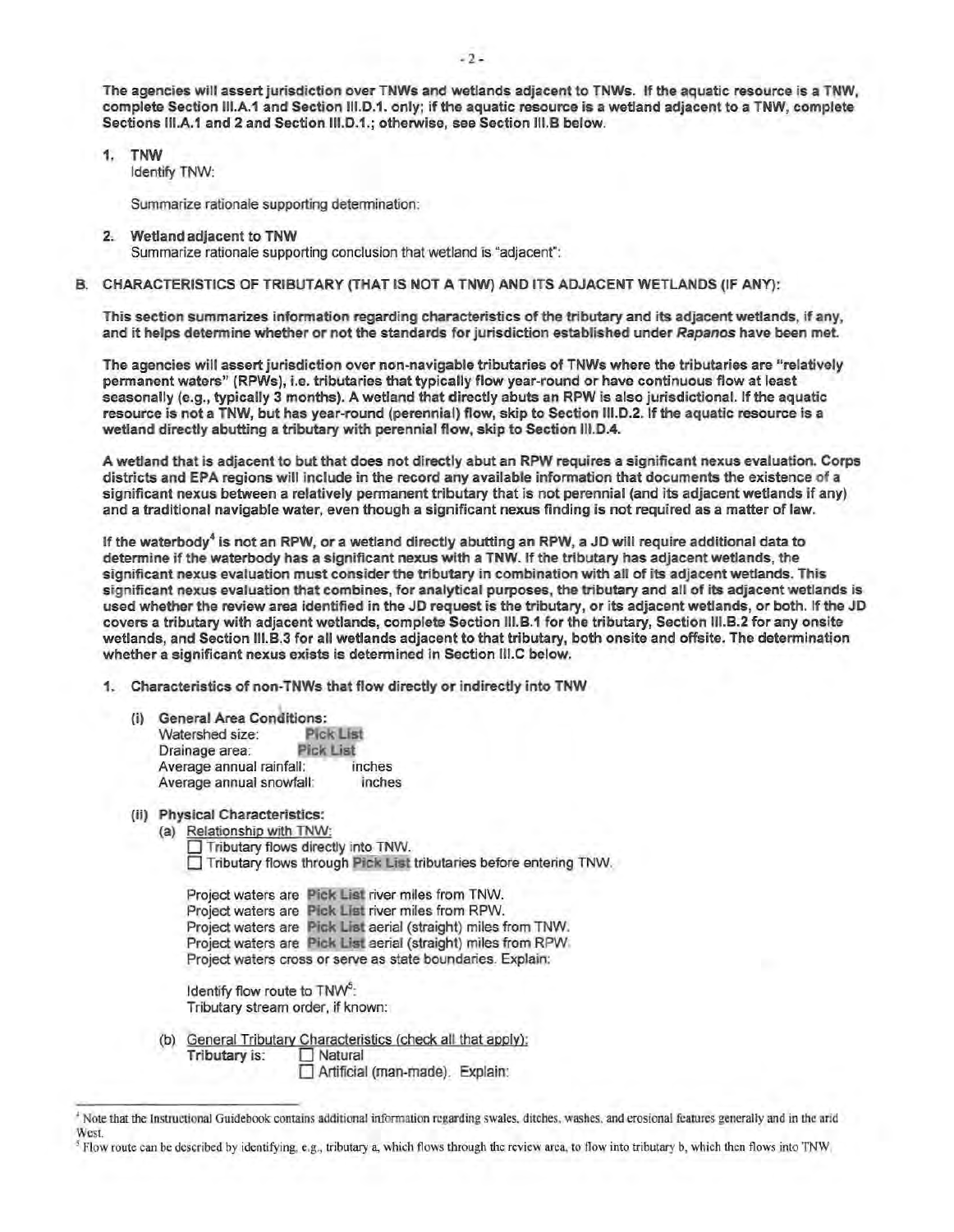**The agencies will assert jurisdiction over TNWs and wetlands adjacent to TNWs. If the aquatic resource is a TNW, complete Section III.A.1 and Section III.D.1. only; if the aquatic resource is a wetland adjacent to a TNW, complete Sections III.A.1 and 2 and Section III.D.1.; otherwise, see Section III.B below.**

1. **TNW**
   Identify TNW:

   Summarize rationale supporting determination:

2. **Wetland adjacent to TNW**
   Summarize rationale supporting conclusion that wetland is "adjacent":

**B. CHARACTERISTICS OF TRIBUTARY (THAT IS NOT A TNW) AND ITS ADJACENT WETLANDS (IF ANY):**

**This section summarizes information regarding characteristics of the tributary and its adjacent wetlands, if any, and it helps determine whether or not the standards for jurisdiction established under *Rapanos* have been met.**

**The agencies will assert jurisdiction over non-navigable tributaries of TNWs where the tributaries are "relatively permanent waters" (RPWs), i.e. tributaries that typically flow year-round or have continuous flow at least seasonally (e.g., typically 3 months). A wetland that directly abuts an RPW is also jurisdictional. If the aquatic resource is not a TNW, but has year-round (perennial) flow, skip to Section III.D.2. If the aquatic resource is a wetland directly abutting a tributary with perennial flow, skip to Section III.D.4.**

**A wetland that is adjacent to but that does not directly abut an RPW requires a significant nexus evaluation. Corps districts and EPA regions will include in the record any available information that documents the existence of a significant nexus between a relatively permanent tributary that is not perennial (and its adjacent wetlands if any) and a traditional navigable water, even though a significant nexus finding is not required as a matter of law.**

**If the waterbody[4] is not an RPW, or a wetland directly abutting an RPW, a JD will require additional data to determine if the waterbody has a significant nexus with a TNW. If the tributary has adjacent wetlands, the significant nexus evaluation must consider the tributary in combination with all of its adjacent wetlands. This significant nexus evaluation that combines, for analytical purposes, the tributary and all of its adjacent wetlands is used whether the review area identified in the JD request is the tributary, or its adjacent wetlands, or both. If the JD covers a tributary with adjacent wetlands, complete Section III.B.1 for the tributary, Section III.B.2 for any onsite wetlands, and Section III.B.3 for all wetlands adjacent to that tributary, both onsite and offsite. The determination whether a significant nexus exists is determined in Section III.C below.**

1. **Characteristics of non-TNWs that flow directly or indirectly into TNW**

   (i) **General Area Conditions:**
   Watershed size: Pick List
   Drainage area: Pick List
   Average annual rainfall: inches
   Average annual snowfall: inches

   (ii) **Physical Characteristics:**
   (a) Relationship with TNW:
   ☐ Tributary flows directly into TNW.
   ☐ Tributary flows through Pick List tributaries before entering TNW.

   Project waters are Pick List river miles from TNW.
   Project waters are Pick List river miles from RPW.
   Project waters are Pick List aerial (straight) miles from TNW.
   Project waters are Pick List aerial (straight) miles from RPW.
   Project waters cross or serve as state boundaries. Explain:

   Identify flow route to TNW[5]:
   Tributary stream order, if known:

   (b) General Tributary Characteristics (check all that apply):
   **Tributary is:** ☐ Natural
   ☐ Artificial (man-made). Explain:

---

[4] Note that the Instructional Guidebook contains additional information regarding swales, ditches, washes, and erosional features generally and in the arid West.

[5] Flow route can be described by identifying, e.g., tributary a, which flows through the review area, to flow into tributary b, which then flows into TNW.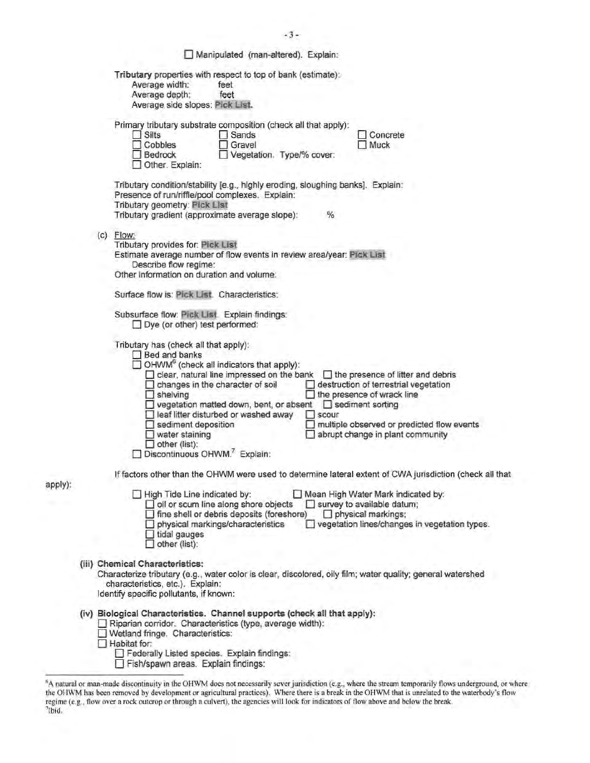☐ Manipulated (man-altered). Explain:

**Tributary** properties with respect to top of bank (estimate):
- Average width: feet
- Average depth: feet
- Average side slopes: Pick List.

Primary tributary substrate composition (check all that apply):
- ☐ Silts
- ☐ Sands
- ☐ Concrete
- ☐ Cobbles
- ☐ Gravel
- ☐ Muck
- ☐ Bedrock
- ☐ Vegetation. Type/% cover:
- ☐ Other. Explain:

Tributary condition/stability [e.g., highly eroding, sloughing banks]. Explain:
Presence of run/riffle/pool complexes. Explain:
Tributary geometry: Pick List
Tributary gradient (approximate average slope): %

(c) Flow:
Tributary provides for: Pick List
Estimate average number of flow events in review area/year: Pick List
Describe flow regime:
Other information on duration and volume:

Surface flow is: Pick List. Characteristics:

Subsurface flow: Pick List. Explain findings:
☐ Dye (or other) test performed:

Tributary has (check all that apply):
- ☐ Bed and banks
- ☐ OHWM[6] (check all indicators that apply):
  - ☐ clear, natural line impressed on the bank
  - ☐ the presence of litter and debris
  - ☐ changes in the character of soil
  - ☐ destruction of terrestrial vegetation
  - ☐ shelving
  - ☐ the presence of wrack line
  - ☐ vegetation matted down, bent, or absent
  - ☐ sediment sorting
  - ☐ leaf litter disturbed or washed away
  - ☐ scour
  - ☐ sediment deposition
  - ☐ multiple observed or predicted flow events
  - ☐ water staining
  - ☐ abrupt change in plant community
  - ☐ other (list):
- ☐ Discontinuous OHWM.[7] Explain:

If factors other than the OHWM were used to determine lateral extent of CWA jurisdiction (check all that apply):
- ☐ High Tide Line indicated by:
  - ☐ oil or scum line along shore objects
  - ☐ fine shell or debris deposits (foreshore)
  - ☐ physical markings/characteristics
  - ☐ tidal gauges
  - ☐ other (list):
- ☐ Mean High Water Mark indicated by:
  - ☐ survey to available datum;
  - ☐ physical markings;
  - ☐ vegetation lines/changes in vegetation types.

**(iii) Chemical Characteristics:**
Characterize tributary (e.g., water color is clear, discolored, oily film; water quality; general watershed characteristics, etc.). Explain:
Identify specific pollutants, if known:

**(iv) Biological Characteristics. Channel supports (check all that apply):**
- ☐ Riparian corridor. Characteristics (type, average width):
- ☐ Wetland fringe. Characteristics:
- ☐ Habitat for:
  - ☐ Federally Listed species. Explain findings:
  - ☐ Fish/spawn areas. Explain findings:

---

[6] A natural or man-made discontinuity in the OHWM does not necessarily sever jurisdiction (e.g., where the stream temporarily flows underground, or where the OHWM has been removed by development or agricultural practices). Where there is a break in the OHWM that is unrelated to the waterbody's flow regime (e.g., flow over a rock outcrop or through a culvert), the agencies will look for indicators of flow above and below the break.
[7] Ibid.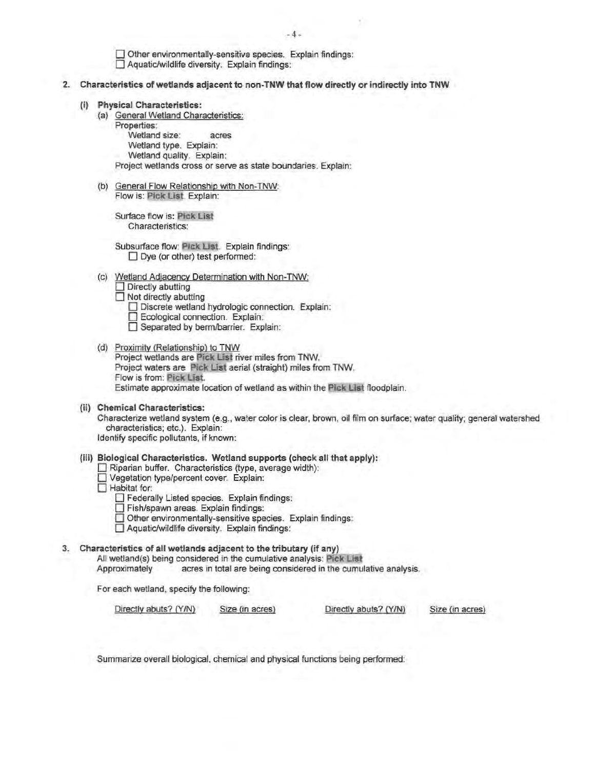☐ Other environmentally-sensitive species. Explain findings:
☐ Aquatic/wildlife diversity. Explain findings:

**2. Characteristics of wetlands adjacent to non-TNW that flow directly or indirectly into TNW**

**(i) Physical Characteristics:**

(a) General Wetland Characteristics:

Properties:

Wetland size: acres

Wetland type. Explain:

Wetland quality. Explain:

Project wetlands cross or serve as state boundaries. Explain:

(b) General Flow Relationship with Non-TNW:

Flow is: Pick List. Explain:

Surface flow is: Pick List

Characteristics:

Subsurface flow: Pick List. Explain findings:

☐ Dye (or other) test performed:

(c) Wetland Adjacency Determination with Non-TNW:

☐ Directly abutting

☐ Not directly abutting

☐ Discrete wetland hydrologic connection. Explain:

☐ Ecological connection. Explain:

☐ Separated by berm/barrier. Explain:

(d) Proximity (Relationship) to TNW

Project wetlands are Pick List river miles from TNW.

Project waters are Pick List aerial (straight) miles from TNW.

Flow is from: Pick List.

Estimate approximate location of wetland as within the Pick List floodplain.

**(ii) Chemical Characteristics:**

Characterize wetland system (e.g., water color is clear, brown, oil film on surface; water quality; general watershed characteristics; etc.). Explain:

Identify specific pollutants, if known:

**(iii) Biological Characteristics. Wetland supports (check all that apply):**

☐ Riparian buffer. Characteristics (type, average width):

☐ Vegetation type/percent cover. Explain:

☐ Habitat for:

☐ Federally Listed species. Explain findings:

☐ Fish/spawn areas. Explain findings:

☐ Other environmentally-sensitive species. Explain findings:

☐ Aquatic/wildlife diversity. Explain findings:

**3. Characteristics of all wetlands adjacent to the tributary (if any)**

All wetland(s) being considered in the cumulative analysis: Pick List

Approximately acres in total are being considered in the cumulative analysis.

For each wetland, specify the following:

| Directly abuts? (Y/N) | Size (in acres) | Directly abuts? (Y/N) | Size (in acres) |
| --- | --- | --- | --- |
| | | | |

Summarize overall biological, chemical and physical functions being performed: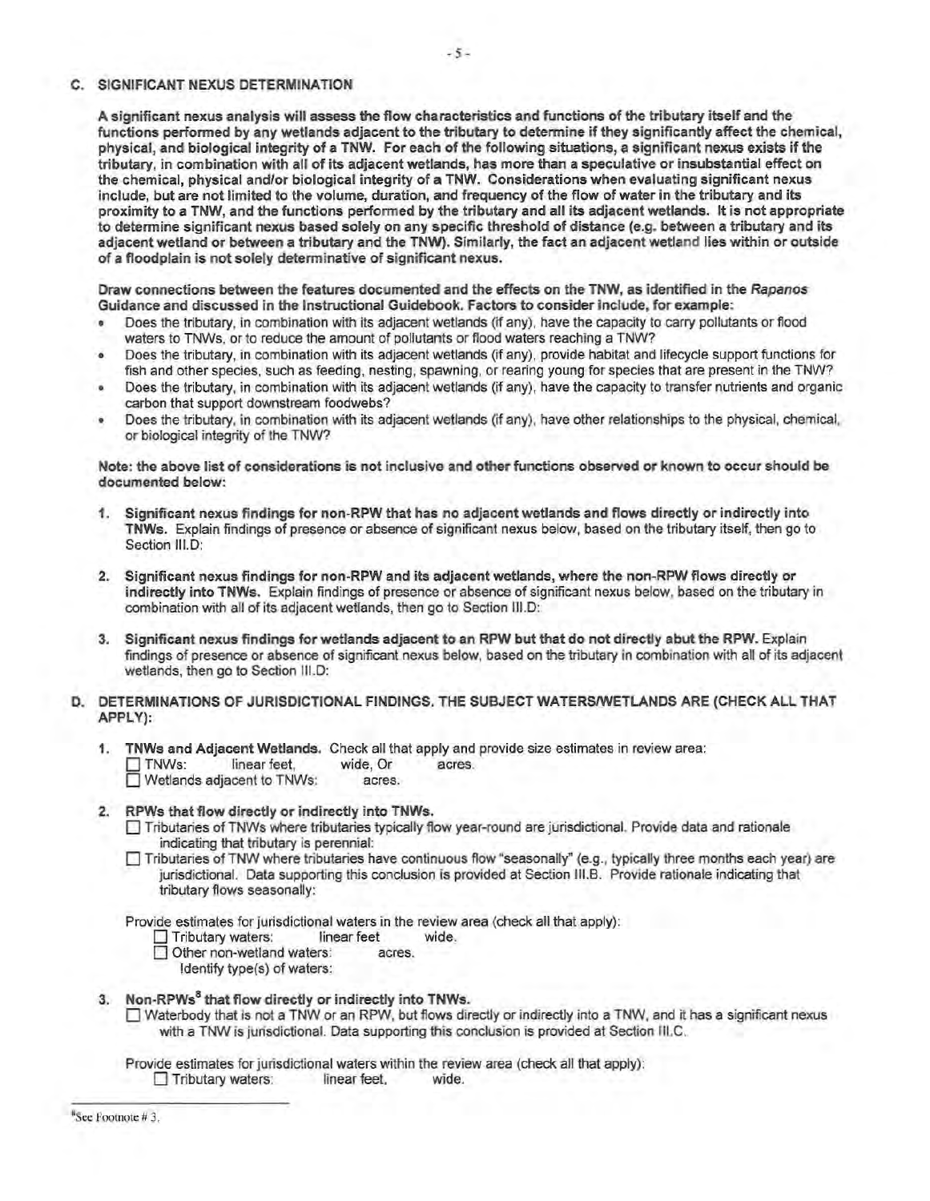### C. SIGNIFICANT NEXUS DETERMINATION

**A significant nexus analysis will assess the flow characteristics and functions of the tributary itself and the functions performed by any wetlands adjacent to the tributary to determine if they significantly affect the chemical, physical, and biological integrity of a TNW. For each of the following situations, a significant nexus exists if the tributary, in combination with all of its adjacent wetlands, has more than a speculative or insubstantial effect on the chemical, physical and/or biological integrity of a TNW. Considerations when evaluating significant nexus include, but are not limited to the volume, duration, and frequency of the flow of water in the tributary and its proximity to a TNW, and the functions performed by the tributary and all its adjacent wetlands. It is not appropriate to determine significant nexus based solely on any specific threshold of distance (e.g. between a tributary and its adjacent wetland or between a tributary and the TNW). Similarly, the fact an adjacent wetland lies within or outside of a floodplain is not solely determinative of significant nexus.**

**Draw connections between the features documented and the effects on the TNW, as identified in the *Rapanos* Guidance and discussed in the Instructional Guidebook. Factors to consider include, for example:**

- Does the tributary, in combination with its adjacent wetlands (if any), have the capacity to carry pollutants or flood waters to TNWs, or to reduce the amount of pollutants or flood waters reaching a TNW?
- Does the tributary, in combination with its adjacent wetlands (if any), provide habitat and lifecycle support functions for fish and other species, such as feeding, nesting, spawning, or rearing young for species that are present in the TNW?
- Does the tributary, in combination with its adjacent wetlands (if any), have the capacity to transfer nutrients and organic carbon that support downstream foodwebs?
- Does the tributary, in combination with its adjacent wetlands (if any), have other relationships to the physical, chemical, or biological integrity of the TNW?

**Note: the above list of considerations is not inclusive and other functions observed or known to occur should be documented below:**

1. **Significant nexus findings for non-RPW that has no adjacent wetlands and flows directly or indirectly into TNWs.** Explain findings of presence or absence of significant nexus below, based on the tributary itself, then go to Section III.D:

2. **Significant nexus findings for non-RPW and its adjacent wetlands, where the non-RPW flows directly or indirectly into TNWs.** Explain findings of presence or absence of significant nexus below, based on the tributary in combination with all of its adjacent wetlands, then go to Section III.D:

3. **Significant nexus findings for wetlands adjacent to an RPW but that do not directly abut the RPW.** Explain findings of presence or absence of significant nexus below, based on the tributary in combination with all of its adjacent wetlands, then go to Section III.D:

### D. DETERMINATIONS OF JURISDICTIONAL FINDINGS. THE SUBJECT WATERS/WETLANDS ARE (CHECK ALL THAT APPLY):

1. **TNWs and Adjacent Wetlands.** Check all that apply and provide size estimates in review area:
   ☐ TNWs: linear feet, wide, Or acres.
   ☐ Wetlands adjacent to TNWs: acres.

2. **RPWs that flow directly or indirectly into TNWs.**
   ☐ Tributaries of TNWs where tributaries typically flow year-round are jurisdictional. Provide data and rationale indicating that tributary is perennial:
   ☐ Tributaries of TNW where tributaries have continuous flow "seasonally" (e.g., typically three months each year) are jurisdictional. Data supporting this conclusion is provided at Section III.B. Provide rationale indicating that tributary flows seasonally:

   Provide estimates for jurisdictional waters in the review area (check all that apply):
   ☐ Tributary waters: linear feet wide.
   ☐ Other non-wetland waters: acres.
   Identify type(s) of waters:

3. **Non-RPWs[8] that flow directly or indirectly into TNWs.**
   ☐ Waterbody that is not a TNW or an RPW, but flows directly or indirectly into a TNW, and it has a significant nexus with a TNW is jurisdictional. Data supporting this conclusion is provided at Section III.C.

   Provide estimates for jurisdictional waters within the review area (check all that apply):
   ☐ Tributary waters: linear feet, wide.

---

[8]See Footnote # 3.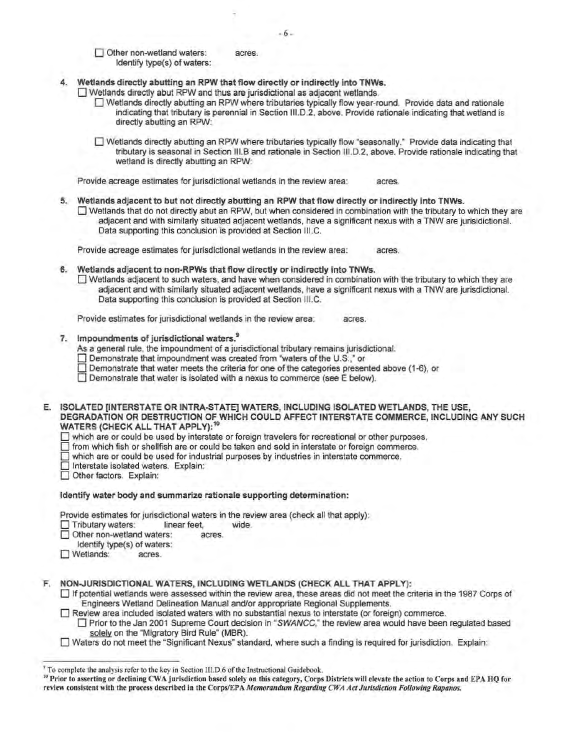☐ Other non-wetland waters: acres.
Identify type(s) of waters:

4. **Wetlands directly abutting an RPW that flow directly or indirectly into TNWs.**
   ☐ Wetlands directly abut RPW and thus are jurisdictional as adjacent wetlands.
   ☐ Wetlands directly abutting an RPW where tributaries typically flow year-round. Provide data and rationale indicating that tributary is perennial in Section III.D.2, above. Provide rationale indicating that wetland is directly abutting an RPW:

   ☐ Wetlands directly abutting an RPW where tributaries typically flow "seasonally." Provide data indicating that tributary is seasonal in Section III.B and rationale in Section III.D.2, above. Provide rationale indicating that wetland is directly abutting an RPW:

   Provide acreage estimates for jurisdictional wetlands in the review area: acres.

5. **Wetlands adjacent to but not directly abutting an RPW that flow directly or indirectly into TNWs.**
   ☐ Wetlands that do not directly abut an RPW, but when considered in combination with the tributary to which they are adjacent and with similarly situated adjacent wetlands, have a significant nexus with a TNW are jurisidictional. Data supporting this conclusion is provided at Section III.C.

   Provide acreage estimates for jurisdictional wetlands in the review area: acres.

6. **Wetlands adjacent to non-RPWs that flow directly or indirectly into TNWs.**
   ☐ Wetlands adjacent to such waters, and have when considered in combination with the tributary to which they are adjacent and with similarly situated adjacent wetlands, have a significant nexus with a TNW are jurisdictional. Data supporting this conclusion is provided at Section III.C.

   Provide estimates for jurisdictional wetlands in the review area: acres.

7. **Impoundments of jurisdictional waters.**[9]
   As a general rule, the impoundment of a jurisdictional tributary remains jurisdictional.
   ☐ Demonstrate that impoundment was created from "waters of the U.S.," or
   ☐ Demonstrate that water meets the criteria for one of the categories presented above (1-6), or
   ☐ Demonstrate that water is isolated with a nexus to commerce (see E below).

**E. ISOLATED [INTERSTATE OR INTRA-STATE] WATERS, INCLUDING ISOLATED WETLANDS, THE USE, DEGRADATION OR DESTRUCTION OF WHICH COULD AFFECT INTERSTATE COMMERCE, INCLUDING ANY SUCH WATERS (CHECK ALL THAT APPLY):**[10]

☐ which are or could be used by interstate or foreign travelers for recreational or other purposes.
☐ from which fish or shellfish are or could be taken and sold in interstate or foreign commerce.
☐ which are or could be used for industrial purposes by industries in interstate commerce.
☐ Interstate isolated waters. Explain:
☐ Other factors. Explain:

**Identify water body and summarize rationale supporting determination:**

Provide estimates for jurisdictional waters in the review area (check all that apply):
☐ Tributary waters: linear feet, wide.
☐ Other non-wetland waters: acres.
Identify type(s) of waters:
☐ Wetlands: acres.

**F. NON-JURISDICTIONAL WATERS, INCLUDING WETLANDS (CHECK ALL THAT APPLY):**

☐ If potential wetlands were assessed within the review area, these areas did not meet the criteria in the 1987 Corps of Engineers Wetland Delineation Manual and/or appropriate Regional Supplements.
☐ Review area included isolated waters with no substantial nexus to interstate (or foreign) commerce.
   ☐ Prior to the Jan 2001 Supreme Court decision in "*SWANCC*," the review area would have been regulated based solely on the "Migratory Bird Rule" (MBR).
☐ Waters do not meet the "Significant Nexus" standard, where such a finding is required for jurisdiction. Explain:

---

[9] To complete the analysis refer to the key in Section III.D.6 of the Instructional Guidebook.

[10] **Prior to asserting or declining CWA jurisdiction based solely on this category, Corps Districts will elevate the action to Corps and EPA HQ for review consistent with the process described in the Corps/EPA *Memorandum Regarding CWA Act Jurisdiction Following Rapanos.***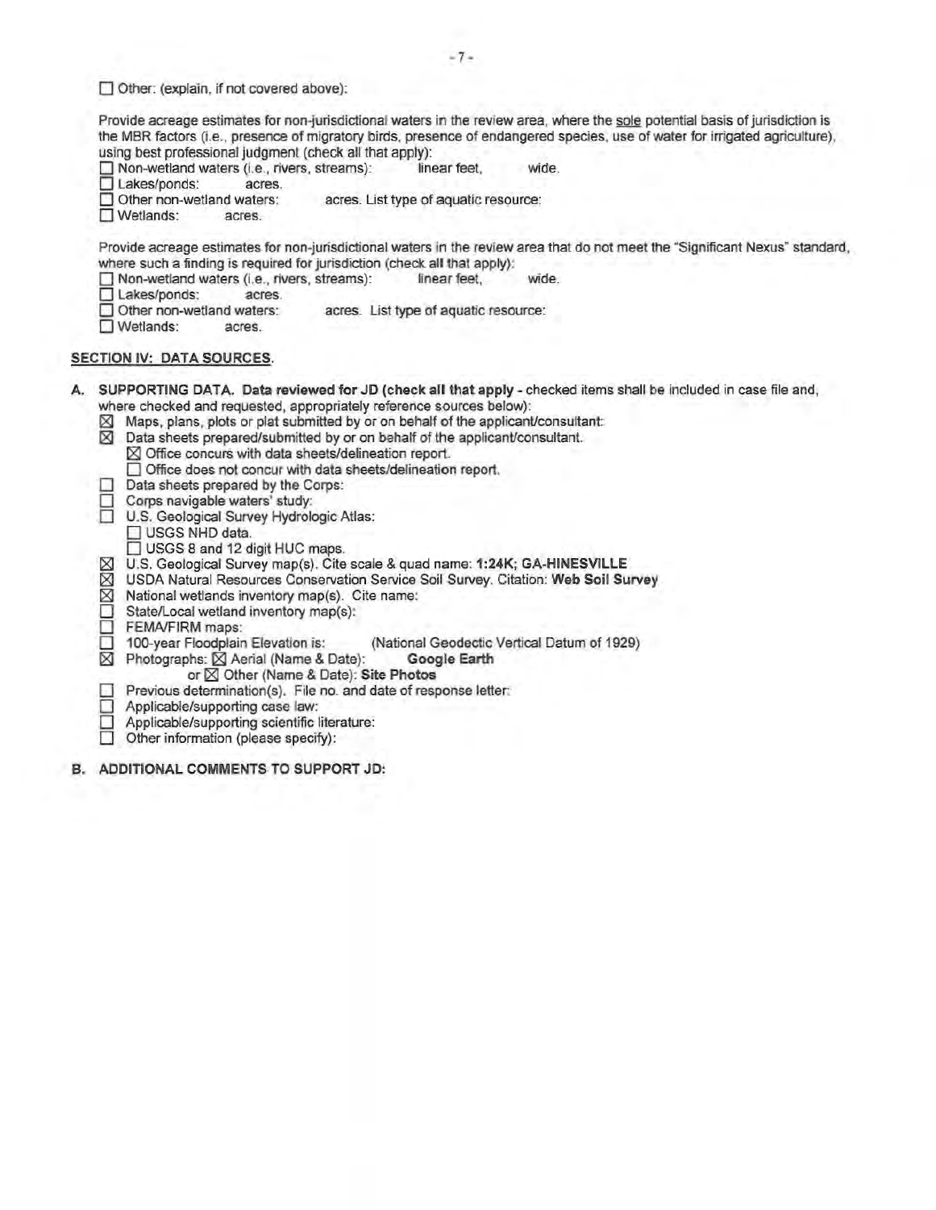☐ Other: (explain, if not covered above):

Provide acreage estimates for non-jurisdictional waters in the review area, where the sole potential basis of jurisdiction is the MBR factors (i.e., presence of migratory birds, presence of endangered species, use of water for irrigated agriculture), using best professional judgment (check all that apply):

☐ Non-wetland waters (i.e., rivers, streams): linear feet, wide.
☐ Lakes/ponds: acres.
☐ Other non-wetland waters: acres. List type of aquatic resource:
☐ Wetlands: acres.

Provide acreage estimates for non-jurisdictional waters in the review area that do not meet the "Significant Nexus" standard, where such a finding is required for jurisdiction (check all that apply):

☐ Non-wetland waters (i.e., rivers, streams): linear feet, wide.
☐ Lakes/ponds: acres.
☐ Other non-wetland waters: acres. List type of aquatic resource:
☐ Wetlands: acres.

## SECTION IV: DATA SOURCES.

**A. SUPPORTING DATA. Data reviewed for JD (check all that apply** - checked items shall be included in case file and, where checked and requested, appropriately reference sources below):

☒ Maps, plans, plots or plat submitted by or on behalf of the applicant/consultant:
☒ Data sheets prepared/submitted by or on behalf of the applicant/consultant.
  ☒ Office concurs with data sheets/delineation report.
  ☐ Office does not concur with data sheets/delineation report.
☐ Data sheets prepared by the Corps:
☐ Corps navigable waters' study:
☐ U.S. Geological Survey Hydrologic Atlas:
  ☐ USGS NHD data.
  ☐ USGS 8 and 12 digit HUC maps.
☒ U.S. Geological Survey map(s). Cite scale & quad name: **1:24K; GA-HINESVILLE**
☒ USDA Natural Resources Conservation Service Soil Survey. Citation: **Web Soil Survey**
☒ National wetlands inventory map(s). Cite name:
☐ State/Local wetland inventory map(s):
☐ FEMA/FIRM maps:
☐ 100-year Floodplain Elevation is: (National Geodectic Vertical Datum of 1929)
☒ Photographs: ☒ Aerial (Name & Date): **Google Earth**
  or ☒ Other (Name & Date): **Site Photos**
☐ Previous determination(s). File no. and date of response letter:
☐ Applicable/supporting case law:
☐ Applicable/supporting scientific literature:
☐ Other information (please specify):

**B. ADDITIONAL COMMENTS TO SUPPORT JD:**